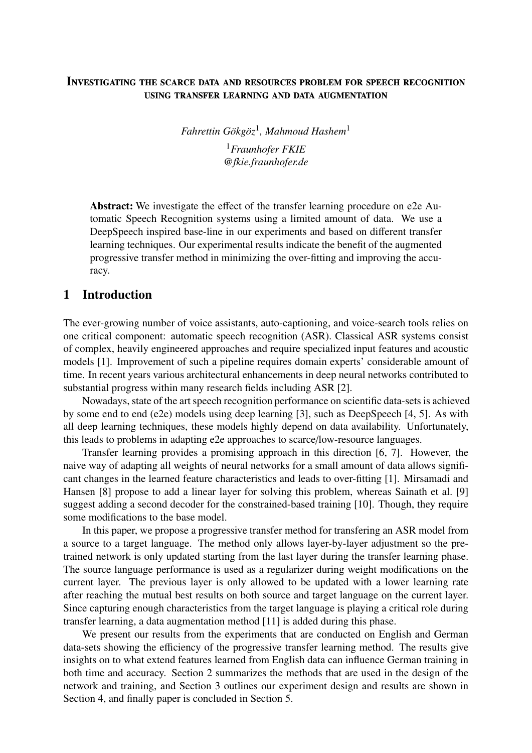# INVESTIGATING THE SCARCE DATA AND RESOURCES PROBLEM FOR SPEECH RECOGNITION USING TRANSFER LEARNING AND DATA AUGMENTATION

*Fahrettin Gökgöz*[1], *Mahmoud Hashem*[1]

[1]*Fraunhofer FKIE*
*@fkie.fraunhofer.de*

**Abstract:** We investigate the effect of the transfer learning procedure on e2e Automatic Speech Recognition systems using a limited amount of data. We use a DeepSpeech inspired base-line in our experiments and based on different transfer learning techniques. Our experimental results indicate the benefit of the augmented progressive transfer method in minimizing the over-fitting and improving the accuracy.

## 1 Introduction

The ever-growing number of voice assistants, auto-captioning, and voice-search tools relies on one critical component: automatic speech recognition (ASR). Classical ASR systems consist of complex, heavily engineered approaches and require specialized input features and acoustic models [1]. Improvement of such a pipeline requires domain experts' considerable amount of time. In recent years various architectural enhancements in deep neural networks contributed to substantial progress within many research fields including ASR [2].

Nowadays, state of the art speech recognition performance on scientific data-sets is achieved by some end to end (e2e) models using deep learning [3], such as DeepSpeech [4, 5]. As with all deep learning techniques, these models highly depend on data availability. Unfortunately, this leads to problems in adapting e2e approaches to scarce/low-resource languages.

Transfer learning provides a promising approach in this direction [6, 7]. However, the naive way of adapting all weights of neural networks for a small amount of data allows significant changes in the learned feature characteristics and leads to over-fitting [1]. Mirsamadi and Hansen [8] propose to add a linear layer for solving this problem, whereas Sainath et al. [9] suggest adding a second decoder for the constrained-based training [10]. Though, they require some modifications to the base model.

In this paper, we propose a progressive transfer method for transfering an ASR model from a source to a target language. The method only allows layer-by-layer adjustment so the pretrained network is only updated starting from the last layer during the transfer learning phase. The source language performance is used as a regularizer during weight modifications on the current layer. The previous layer is only allowed to be updated with a lower learning rate after reaching the mutual best results on both source and target language on the current layer. Since capturing enough characteristics from the target language is playing a critical role during transfer learning, a data augmentation method [11] is added during this phase.

We present our results from the experiments that are conducted on English and German data-sets showing the efficiency of the progressive transfer learning method. The results give insights on to what extend features learned from English data can influence German training in both time and accuracy. Section 2 summarizes the methods that are used in the design of the network and training, and Section 3 outlines our experiment design and results are shown in Section 4, and finally paper is concluded in Section 5.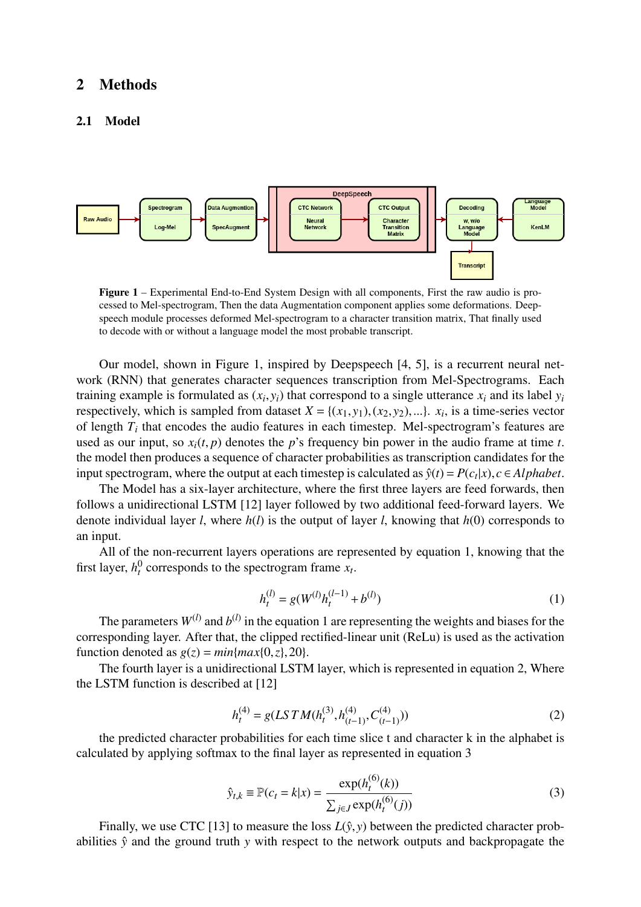## 2 Methods

### 2.1 Model

**Figure 1** – Experimental End-to-End System Design with all components, First the raw audio is processed to Mel-spectrogram, Then the data Augmentation component applies some deformations. Deepspeech module processes deformed Mel-spectrogram to a character transition matrix, That finally used to decode with or without a language model the most probable transcript.

Our model, shown in Figure 1, inspired by Deepspeech [4, 5], is a recurrent neural network (RNN) that generates character sequences transcription from Mel-Spectrograms. Each training example is formulated as $(x_i, y_i)$ that correspond to a single utterance $x_i$ and its label $y_i$ respectively, which is sampled from dataset $X = \{(x_1, y_1), (x_2, y_2), ...\}$. $x_i$, is a time-series vector of length $T_i$ that encodes the audio features in each timestep. Mel-spectrogram's features are used as our input, so $x_i(t, p)$ denotes the $p$'s frequency bin power in the audio frame at time $t$. the model then produces a sequence of character probabilities as transcription candidates for the input spectrogram, where the output at each timestep is calculated as $\hat{y}(t) = P(c_t|x), c \in Alphabet$.

The Model has a six-layer architecture, where the first three layers are feed forwards, then follows a unidirectional LSTM [12] layer followed by two additional feed-forward layers. We denote individual layer $l$, where $h(l)$ is the output of layer $l$, knowing that $h(0)$ corresponds to an input.

All of the non-recurrent layers operations are represented by equation 1, knowing that the first layer, $h_t^0$ corresponds to the spectrogram frame $x_t$.

$$h_t^{(l)} = g(W^{(l)} h_t^{(l-1)} + b^{(l)}) \tag{1}$$

The parameters $W^{(l)}$ and $b^{(l)}$ in the equation 1 are representing the weights and biases for the corresponding layer. After that, the clipped rectified-linear unit (ReLu) is used as the activation function denoted as $g(z) = min\{max\{0, z\}, 20\}$.

The fourth layer is a unidirectional LSTM layer, which is represented in equation 2, Where the LSTM function is described at [12]

$$h_t^{(4)} = g(LSTM(h_t^{(3)}, h_{(t-1)}^{(4)}, C_{(t-1)}^{(4)})) \tag{2}$$

the predicted character probabilities for each time slice t and character k in the alphabet is calculated by applying softmax to the final layer as represented in equation 3

$$\hat{y}_{t,k} \equiv \mathbb{P}(c_t = k|x) = \frac{\exp(h_t^{(6)}(k))}{\sum_{j \in J} \exp(h_t^{(6)}(j))} \tag{3}$$

Finally, we use CTC [13] to measure the loss $L(\hat{y}, y)$ between the predicted character probabilities $\hat{y}$ and the ground truth $y$ with respect to the network outputs and backpropagate the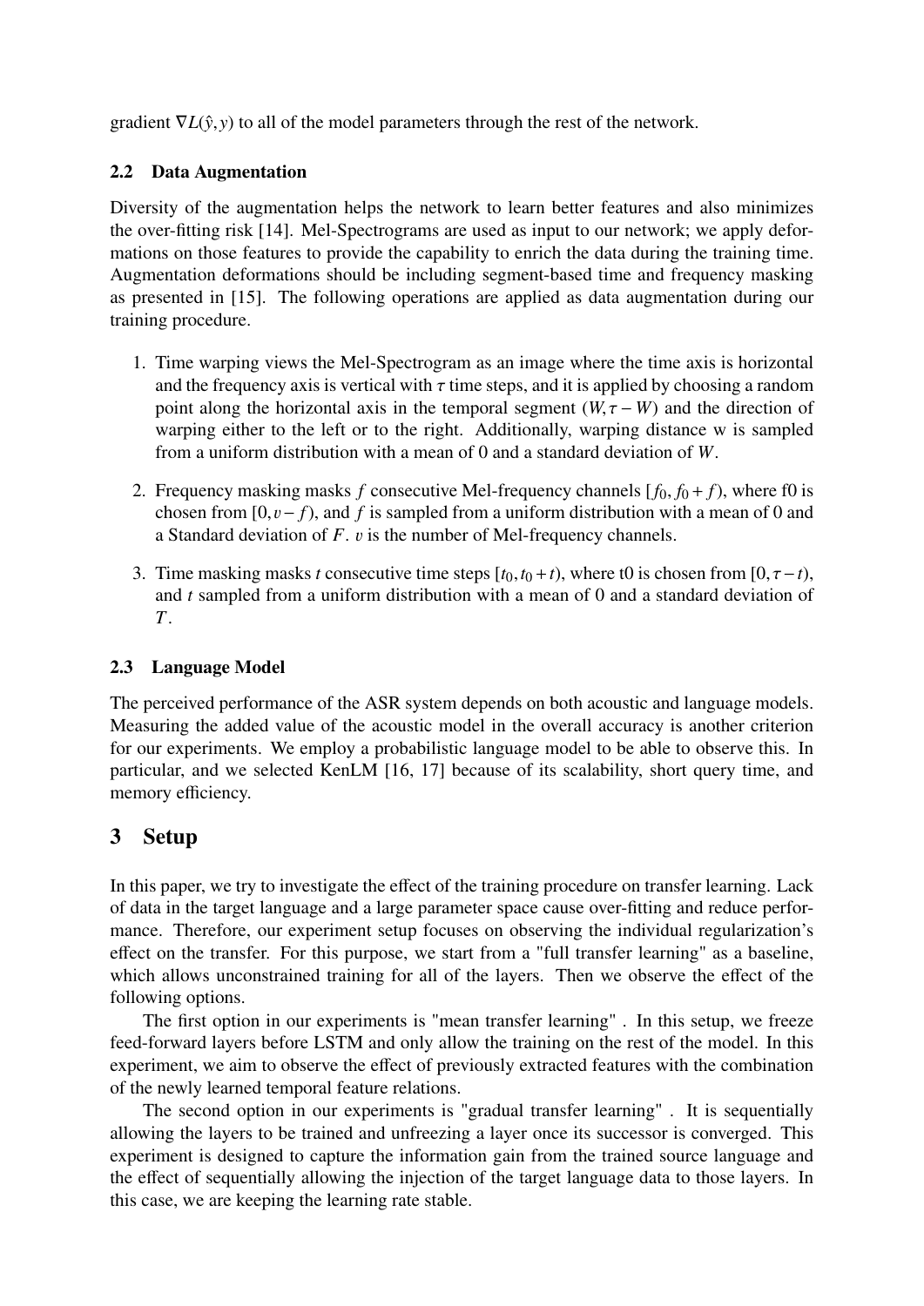gradient $\nabla L(\hat{y}, y)$ to all of the model parameters through the rest of the network.

### 2.2 Data Augmentation

Diversity of the augmentation helps the network to learn better features and also minimizes the over-fitting risk [14]. Mel-Spectrograms are used as input to our network; we apply deformations on those features to provide the capability to enrich the data during the training time. Augmentation deformations should be including segment-based time and frequency masking as presented in [15]. The following operations are applied as data augmentation during our training procedure.

1. Time warping views the Mel-Spectrogram as an image where the time axis is horizontal and the frequency axis is vertical with $\tau$ time steps, and it is applied by choosing a random point along the horizontal axis in the temporal segment $(W, \tau - W)$ and the direction of warping either to the left or to the right. Additionally, warping distance w is sampled from a uniform distribution with a mean of 0 and a standard deviation of $W$.

2. Frequency masking masks $f$ consecutive Mel-frequency channels $[f_0, f_0 + f)$, where f0 is chosen from $[0, \upsilon - f)$, and $f$ is sampled from a uniform distribution with a mean of 0 and a Standard deviation of $F$. $\upsilon$ is the number of Mel-frequency channels.

3. Time masking masks $t$ consecutive time steps $[t_0, t_0 + t)$, where t0 is chosen from $[0, \tau - t)$, and $t$ sampled from a uniform distribution with a mean of 0 and a standard deviation of $T$.

### 2.3 Language Model

The perceived performance of the ASR system depends on both acoustic and language models. Measuring the added value of the acoustic model in the overall accuracy is another criterion for our experiments. We employ a probabilistic language model to be able to observe this. In particular, and we selected KenLM [16, 17] because of its scalability, short query time, and memory efficiency.

## 3 Setup

In this paper, we try to investigate the effect of the training procedure on transfer learning. Lack of data in the target language and a large parameter space cause over-fitting and reduce performance. Therefore, our experiment setup focuses on observing the individual regularization's effect on the transfer. For this purpose, we start from a "full transfer learning" as a baseline, which allows unconstrained training for all of the layers. Then we observe the effect of the following options.

The first option in our experiments is "mean transfer learning" . In this setup, we freeze feed-forward layers before LSTM and only allow the training on the rest of the model. In this experiment, we aim to observe the effect of previously extracted features with the combination of the newly learned temporal feature relations.

The second option in our experiments is "gradual transfer learning" . It is sequentially allowing the layers to be trained and unfreezing a layer once its successor is converged. This experiment is designed to capture the information gain from the trained source language and the effect of sequentially allowing the injection of the target language data to those layers. In this case, we are keeping the learning rate stable.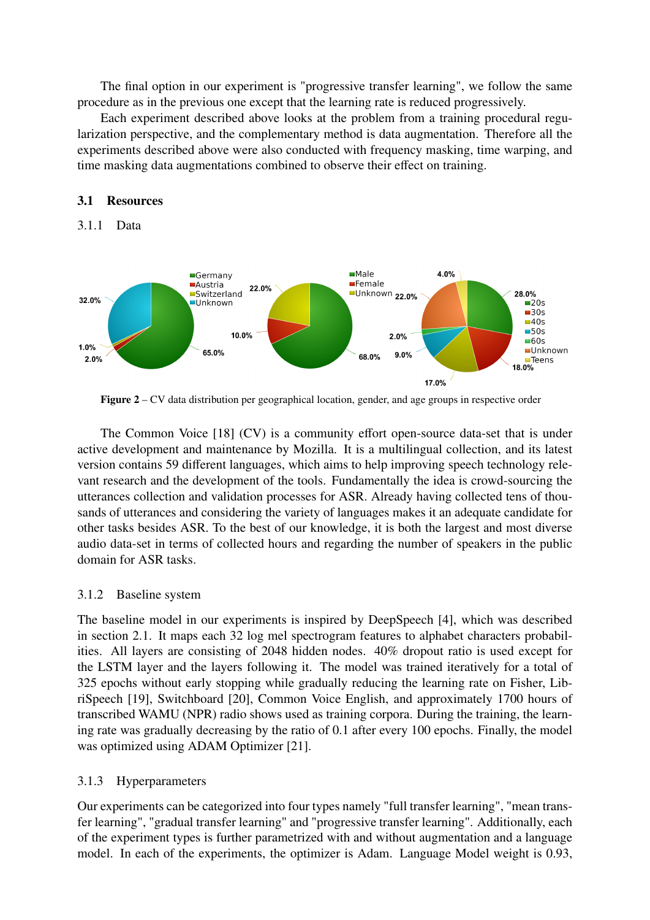The final option in our experiment is "progressive transfer learning", we follow the same procedure as in the previous one except that the learning rate is reduced progressively.

Each experiment described above looks at the problem from a training procedural regularization perspective, and the complementary method is data augmentation. Therefore all the experiments described above were also conducted with frequency masking, time warping, and time masking data augmentations combined to observe their effect on training.

### 3.1 Resources

#### 3.1.1 Data

**Figure 2** – CV data distribution per geographical location, gender, and age groups in respective order

The Common Voice [18] (CV) is a community effort open-source data-set that is under active development and maintenance by Mozilla. It is a multilingual collection, and its latest version contains 59 different languages, which aims to help improving speech technology relevant research and the development of the tools. Fundamentally the idea is crowd-sourcing the utterances collection and validation processes for ASR. Already having collected tens of thousands of utterances and considering the variety of languages makes it an adequate candidate for other tasks besides ASR. To the best of our knowledge, it is both the largest and most diverse audio data-set in terms of collected hours and regarding the number of speakers in the public domain for ASR tasks.

#### 3.1.2 Baseline system

The baseline model in our experiments is inspired by DeepSpeech [4], which was described in section 2.1. It maps each 32 log mel spectrogram features to alphabet characters probabilities. All layers are consisting of 2048 hidden nodes. 40% dropout ratio is used except for the LSTM layer and the layers following it. The model was trained iteratively for a total of 325 epochs without early stopping while gradually reducing the learning rate on Fisher, LibriSpeech [19], Switchboard [20], Common Voice English, and approximately 1700 hours of transcribed WAMU (NPR) radio shows used as training corpora. During the training, the learning rate was gradually decreasing by the ratio of 0.1 after every 100 epochs. Finally, the model was optimized using ADAM Optimizer [21].

#### 3.1.3 Hyperparameters

Our experiments can be categorized into four types namely "full transfer learning", "mean transfer learning", "gradual transfer learning" and "progressive transfer learning". Additionally, each of the experiment types is further parametrized with and without augmentation and a language model. In each of the experiments, the optimizer is Adam. Language Model weight is 0.93,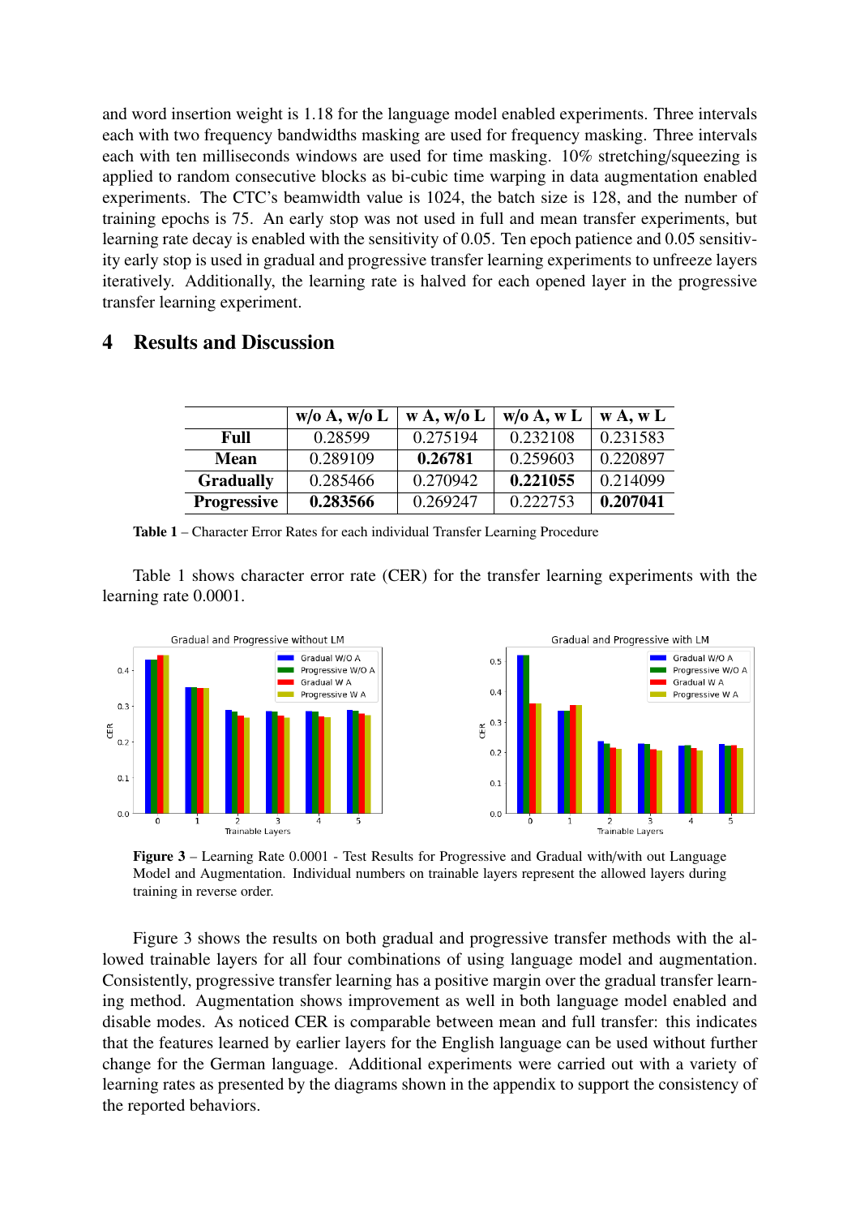and word insertion weight is 1.18 for the language model enabled experiments. Three intervals each with two frequency bandwidths masking are used for frequency masking. Three intervals each with ten milliseconds windows are used for time masking. 10% stretching/squeezing is applied to random consecutive blocks as bi-cubic time warping in data augmentation enabled experiments. The CTC's beamwidth value is 1024, the batch size is 128, and the number of training epochs is 75. An early stop was not used in full and mean transfer experiments, but learning rate decay is enabled with the sensitivity of 0.05. Ten epoch patience and 0.05 sensitivity early stop is used in gradual and progressive transfer learning experiments to unfreeze layers iteratively. Additionally, the learning rate is halved for each opened layer in the progressive transfer learning experiment.

# 4 Results and Discussion

| | w/o A, w/o L | w A, w/o L | w/o A, w L | w A, w L |
|---|---|---|---|---|
| **Full** | 0.28599 | 0.275194 | 0.232108 | 0.231583 |
| **Mean** | 0.289109 | **0.26781** | 0.259603 | 0.220897 |
| **Gradually** | 0.285466 | 0.270942 | **0.221055** | 0.214099 |
| **Progressive** | **0.283566** | 0.269247 | 0.222753 | **0.207041** |

**Table 1** – Character Error Rates for each individual Transfer Learning Procedure

Table 1 shows character error rate (CER) for the transfer learning experiments with the learning rate 0.0001.

**Figure 3** – Learning Rate 0.0001 - Test Results for Progressive and Gradual with/with out Language Model and Augmentation. Individual numbers on trainable layers represent the allowed layers during training in reverse order.

Figure 3 shows the results on both gradual and progressive transfer methods with the allowed trainable layers for all four combinations of using language model and augmentation. Consistently, progressive transfer learning has a positive margin over the gradual transfer learning method. Augmentation shows improvement as well in both language model enabled and disable modes. As noticed CER is comparable between mean and full transfer: this indicates that the features learned by earlier layers for the English language can be used without further change for the German language. Additional experiments were carried out with a variety of learning rates as presented by the diagrams shown in the appendix to support the consistency of the reported behaviors.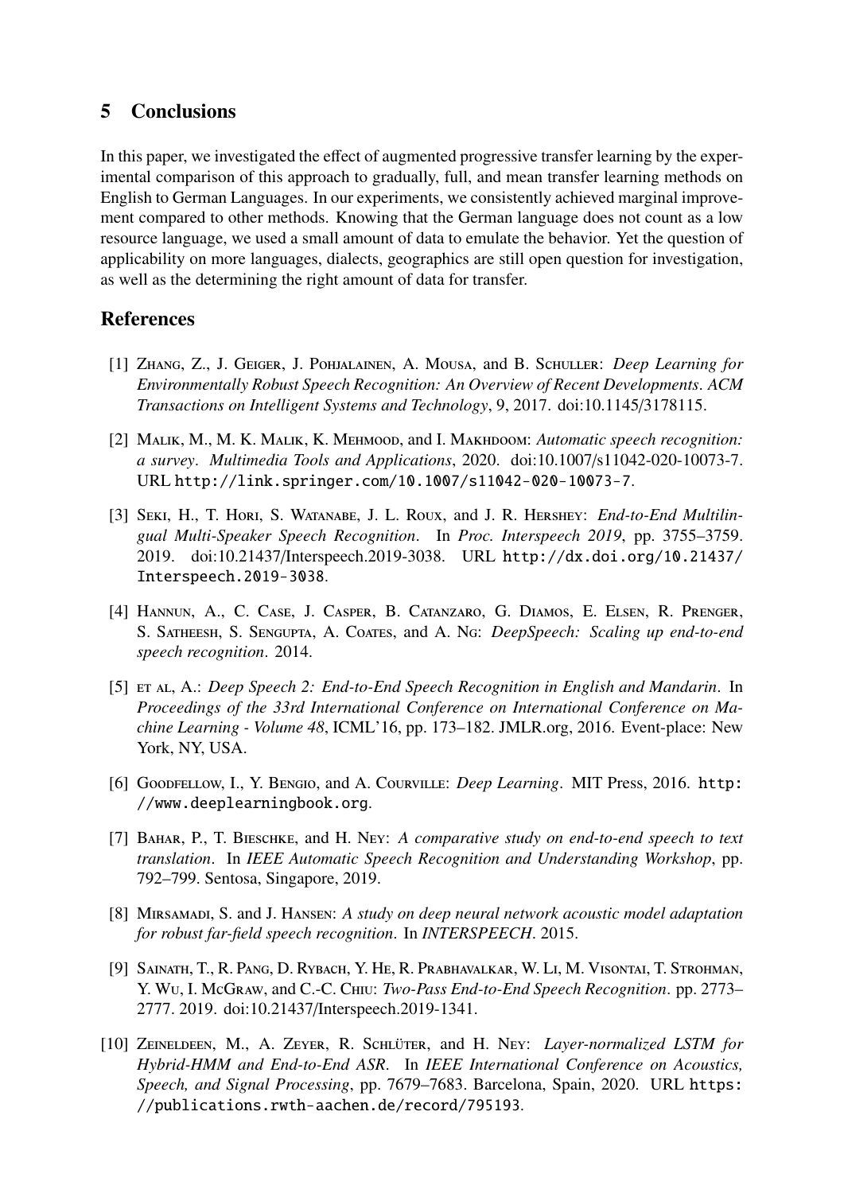## 5 Conclusions

In this paper, we investigated the effect of augmented progressive transfer learning by the experimental comparison of this approach to gradually, full, and mean transfer learning methods on English to German Languages. In our experiments, we consistently achieved marginal improvement compared to other methods. Knowing that the German language does not count as a low resource language, we used a small amount of data to emulate the behavior. Yet the question of applicability on more languages, dialects, geographics are still open question for investigation, as well as the determining the right amount of data for transfer.

## References

[1] Zhang, Z., J. Geiger, J. Pohjalainen, A. Mousa, and B. Schuller: *Deep Learning for Environmentally Robust Speech Recognition: An Overview of Recent Developments. ACM Transactions on Intelligent Systems and Technology*, 9, 2017. doi:10.1145/3178115.

[2] Malik, M., M. K. Malik, K. Mehmood, and I. Makhdoom: *Automatic speech recognition: a survey*. *Multimedia Tools and Applications*, 2020. doi:10.1007/s11042-020-10073-7. URL http://link.springer.com/10.1007/s11042-020-10073-7.

[3] Seki, H., T. Hori, S. Watanabe, J. L. Roux, and J. R. Hershey: *End-to-End Multilingual Multi-Speaker Speech Recognition*. In *Proc. Interspeech 2019*, pp. 3755–3759. 2019. doi:10.21437/Interspeech.2019-3038. URL http://dx.doi.org/10.21437/Interspeech.2019-3038.

[4] Hannun, A., C. Case, J. Casper, B. Catanzaro, G. Diamos, E. Elsen, R. Prenger, S. Satheesh, S. Sengupta, A. Coates, and A. Ng: *DeepSpeech: Scaling up end-to-end speech recognition*. 2014.

[5] et al, A.: *Deep Speech 2: End-to-End Speech Recognition in English and Mandarin*. In *Proceedings of the 33rd International Conference on International Conference on Machine Learning - Volume 48*, ICML'16, pp. 173–182. JMLR.org, 2016. Event-place: New York, NY, USA.

[6] Goodfellow, I., Y. Bengio, and A. Courville: *Deep Learning*. MIT Press, 2016. http://www.deeplearningbook.org.

[7] Bahar, P., T. Bieschke, and H. Ney: *A comparative study on end-to-end speech to text translation*. In *IEEE Automatic Speech Recognition and Understanding Workshop*, pp. 792–799. Sentosa, Singapore, 2019.

[8] Mirsamadi, S. and J. Hansen: *A study on deep neural network acoustic model adaptation for robust far-field speech recognition*. In *INTERSPEECH*. 2015.

[9] Sainath, T., R. Pang, D. Rybach, Y. He, R. Prabhavalkar, W. Li, M. Visontai, T. Strohman, Y. Wu, I. McGraw, and C.-C. Chiu: *Two-Pass End-to-End Speech Recognition*. pp. 2773–2777. 2019. doi:10.21437/Interspeech.2019-1341.

[10] Zeineldeen, M., A. Zeyer, R. Schlüter, and H. Ney: *Layer-normalized LSTM for Hybrid-HMM and End-to-End ASR*. In *IEEE International Conference on Acoustics, Speech, and Signal Processing*, pp. 7679–7683. Barcelona, Spain, 2020. URL https://publications.rwth-aachen.de/record/795193.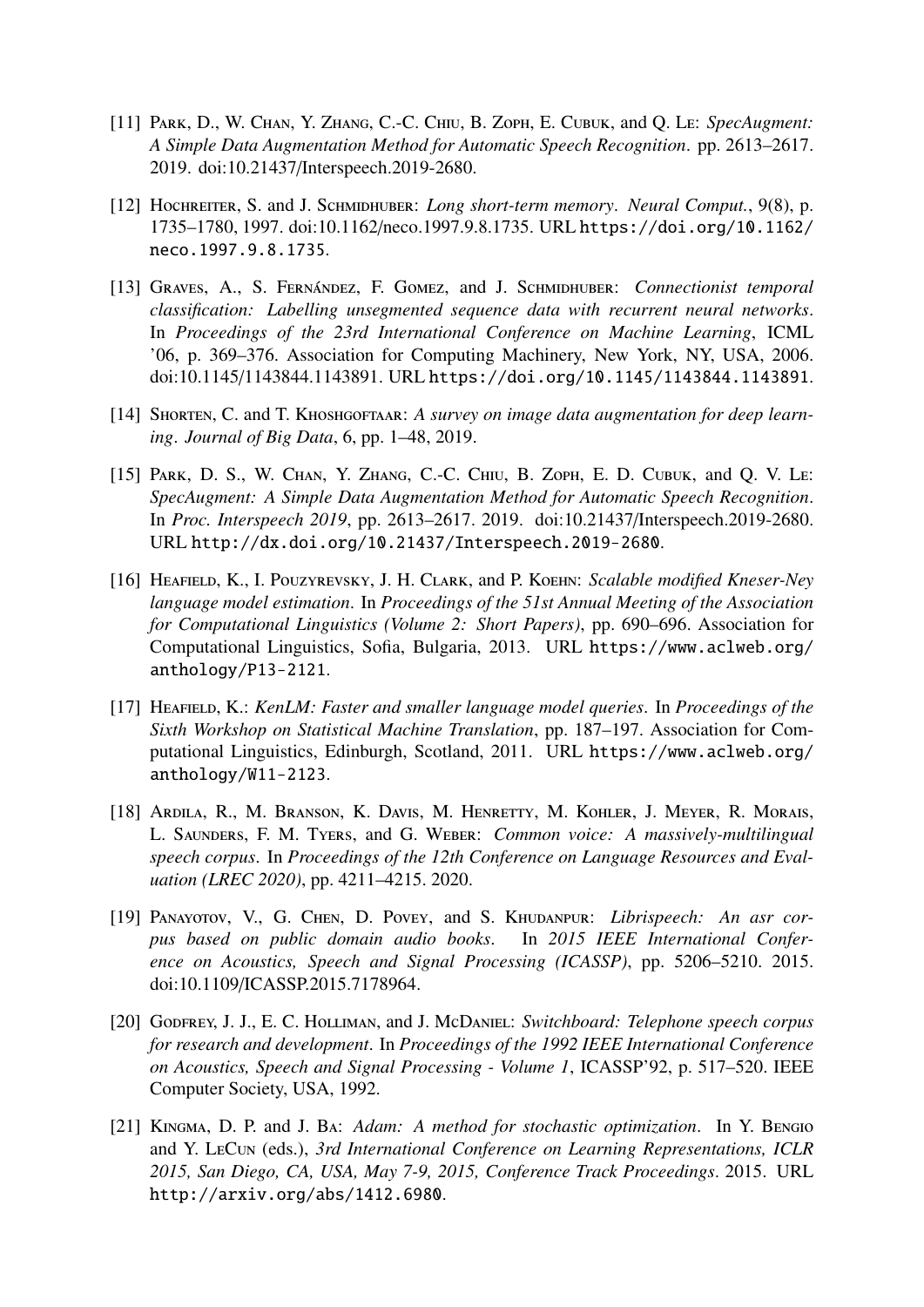[11] Park, D., W. Chan, Y. Zhang, C.-C. Chiu, B. Zoph, E. Cubuk, and Q. Le: *SpecAugment: A Simple Data Augmentation Method for Automatic Speech Recognition*. pp. 2613–2617. 2019. doi:10.21437/Interspeech.2019-2680.

[12] Hochreiter, S. and J. Schmidhuber: *Long short-term memory*. *Neural Comput.*, 9(8), p. 1735–1780, 1997. doi:10.1162/neco.1997.9.8.1735. URL https://doi.org/10.1162/neco.1997.9.8.1735.

[13] Graves, A., S. Fernández, F. Gomez, and J. Schmidhuber: *Connectionist temporal classification: Labelling unsegmented sequence data with recurrent neural networks*. In *Proceedings of the 23rd International Conference on Machine Learning*, ICML '06, p. 369–376. Association for Computing Machinery, New York, NY, USA, 2006. doi:10.1145/1143844.1143891. URL https://doi.org/10.1145/1143844.1143891.

[14] Shorten, C. and T. Khoshgoftaar: *A survey on image data augmentation for deep learning*. *Journal of Big Data*, 6, pp. 1–48, 2019.

[15] Park, D. S., W. Chan, Y. Zhang, C.-C. Chiu, B. Zoph, E. D. Cubuk, and Q. V. Le: *SpecAugment: A Simple Data Augmentation Method for Automatic Speech Recognition*. In *Proc. Interspeech 2019*, pp. 2613–2617. 2019. doi:10.21437/Interspeech.2019-2680. URL http://dx.doi.org/10.21437/Interspeech.2019-2680.

[16] Heafield, K., I. Pouzyrevsky, J. H. Clark, and P. Koehn: *Scalable modified Kneser-Ney language model estimation*. In *Proceedings of the 51st Annual Meeting of the Association for Computational Linguistics (Volume 2: Short Papers)*, pp. 690–696. Association for Computational Linguistics, Sofia, Bulgaria, 2013. URL https://www.aclweb.org/anthology/P13-2121.

[17] Heafield, K.: *KenLM: Faster and smaller language model queries*. In *Proceedings of the Sixth Workshop on Statistical Machine Translation*, pp. 187–197. Association for Computational Linguistics, Edinburgh, Scotland, 2011. URL https://www.aclweb.org/anthology/W11-2123.

[18] Ardila, R., M. Branson, K. Davis, M. Henretty, M. Kohler, J. Meyer, R. Morais, L. Saunders, F. M. Tyers, and G. Weber: *Common voice: A massively-multilingual speech corpus*. In *Proceedings of the 12th Conference on Language Resources and Evaluation (LREC 2020)*, pp. 4211–4215. 2020.

[19] Panayotov, V., G. Chen, D. Povey, and S. Khudanpur: *Librispeech: An asr corpus based on public domain audio books*. In *2015 IEEE International Conference on Acoustics, Speech and Signal Processing (ICASSP)*, pp. 5206–5210. 2015. doi:10.1109/ICASSP.2015.7178964.

[20] Godfrey, J. J., E. C. Holliman, and J. McDaniel: *Switchboard: Telephone speech corpus for research and development*. In *Proceedings of the 1992 IEEE International Conference on Acoustics, Speech and Signal Processing - Volume 1*, ICASSP'92, p. 517–520. IEEE Computer Society, USA, 1992.

[21] Kingma, D. P. and J. Ba: *Adam: A method for stochastic optimization*. In Y. Bengio and Y. LeCun (eds.), *3rd International Conference on Learning Representations, ICLR 2015, San Diego, CA, USA, May 7-9, 2015, Conference Track Proceedings*. 2015. URL http://arxiv.org/abs/1412.6980.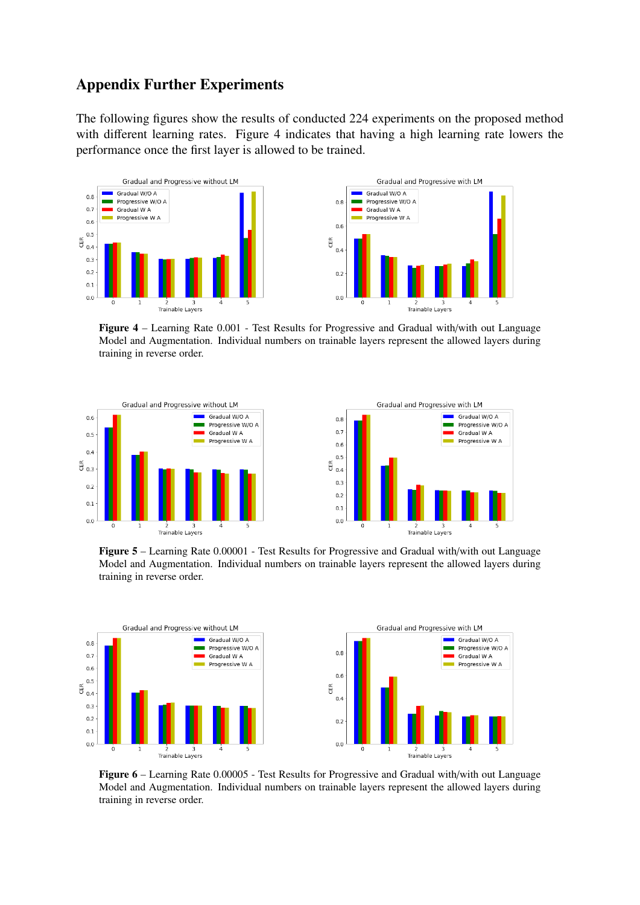# Appendix Further Experiments

The following figures show the results of conducted 224 experiments on the proposed method with different learning rates. Figure 4 indicates that having a high learning rate lowers the performance once the first layer is allowed to be trained.

Gradual and Progressive without LM

Gradual W/O A
Progressive W/O A
Gradual W A
Progressive W A

CER

0.0
0.1
0.2
0.3
0.4
0.5
0.6
0.7
0.8

0 1 2 3 4 5

Trainable Layers

Gradual and Progressive with LM

Gradual W/O A
Progressive W/O A
Gradual W A
Progressive W A

CER

0.0
0.2
0.4
0.6
0.8

0 1 2 3 4 5

Trainable Layers

**Figure 4** – Learning Rate 0.001 - Test Results for Progressive and Gradual with/with out Language Model and Augmentation. Individual numbers on trainable layers represent the allowed layers during training in reverse order.

Gradual and Progressive without LM

Gradual W/O A
Progressive W/O A
Gradual W A
Progressive W A

CER

0.0
0.1
0.2
0.3
0.4
0.5
0.6

0 1 2 3 4 5

Trainable Layers

Gradual and Progressive with LM

Gradual W/O A
Progressive W/O A
Gradual W A
Progressive W A

CER

0.0
0.1
0.2
0.3
0.4
0.5
0.6
0.7
0.8

0 1 2 3 4 5

Trainable Layers

**Figure 5** – Learning Rate 0.00001 - Test Results for Progressive and Gradual with/with out Language Model and Augmentation. Individual numbers on trainable layers represent the allowed layers during training in reverse order.

Gradual and Progressive without LM

Gradual W/O A
Progressive W/O A
Gradual W A
Progressive W A

CER

0.0
0.1
0.2
0.3
0.4
0.5
0.6
0.7
0.8

0 1 2 3 4 5

Trainable Layers

Gradual and Progressive with LM

Gradual W/O A
Progressive W/O A
Gradual W A
Progressive W A

CER

0.0
0.2
0.4
0.6
0.8

0 1 2 3 4 5

Trainable Layers

**Figure 6** – Learning Rate 0.00005 - Test Results for Progressive and Gradual with/with out Language Model and Augmentation. Individual numbers on trainable layers represent the allowed layers during training in reverse order.